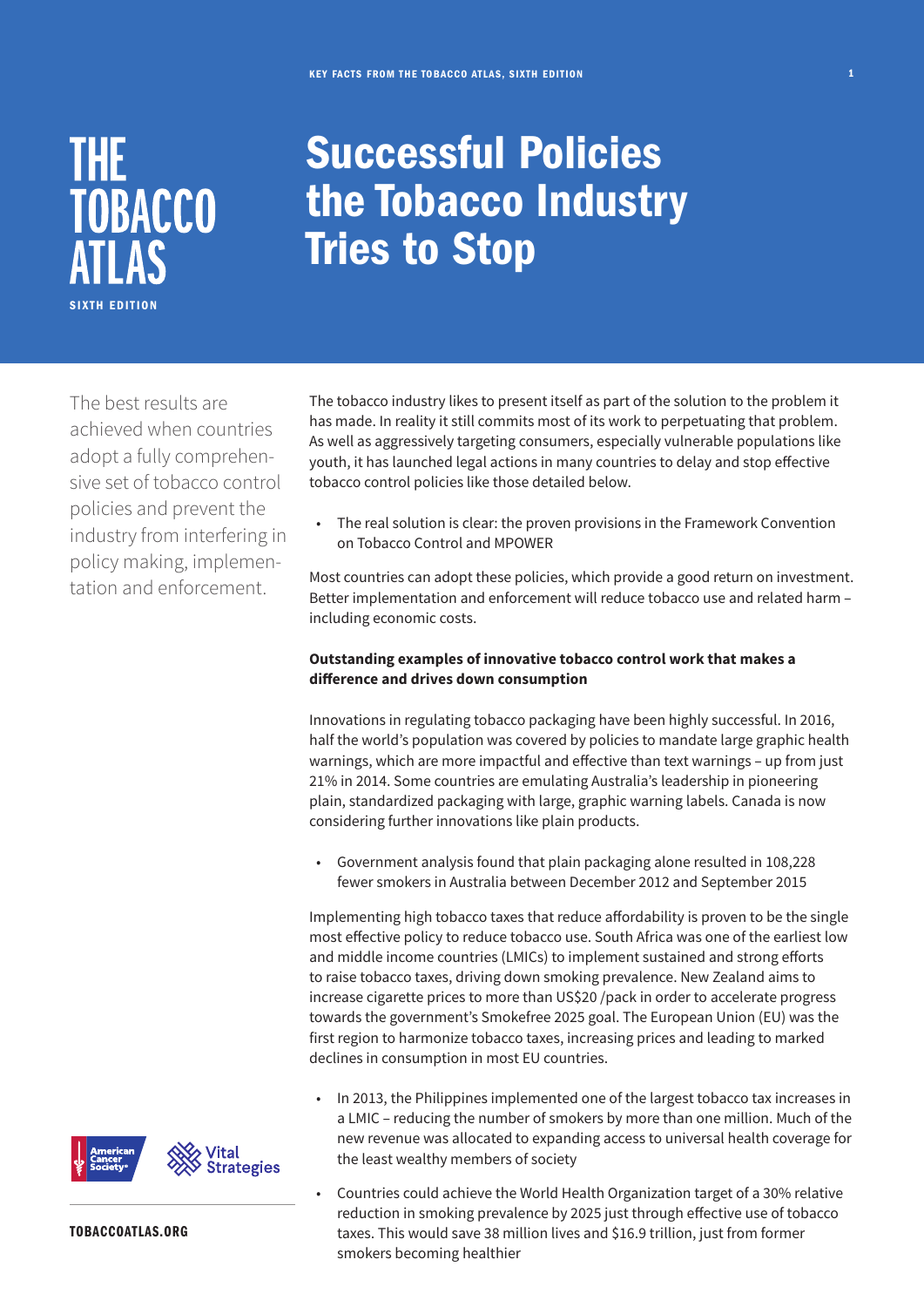# THE TOBACCO ATLAS

SIXTH EDITION

# Successful Policies the Tobacco Industry Tries to Stop

The best results are achieved when countries adopt a fully comprehensive set of tobacco control policies and prevent the industry from interfering in policy making, implementation and enforcement.

The tobacco industry likes to present itself as part of the solution to the problem it has made. In reality it still commits most of its work to perpetuating that problem. As well as aggressively targeting consumers, especially vulnerable populations like youth, it has launched legal actions in many countries to delay and stop effective tobacco control policies like those detailed below.

- The real solution is clear: the proven provisions in the Framework Convention on Tobacco Control and MPOWER

Most countries can adopt these policies, which provide a good return on investment. Better implementation and enforcement will reduce tobacco use and related harm – including economic costs.

**Outstanding examples of innovative tobacco control work that makes a difference and drives down consumption**

Innovations in regulating tobacco packaging have been highly successful. In 2016, half the world's population was covered by policies to mandate large graphic health warnings, which are more impactful and effective than text warnings – up from just 21% in 2014. Some countries are emulating Australia's leadership in pioneering plain, standardized packaging with large, graphic warning labels. Canada is now considering further innovations like plain products.

- Government analysis found that plain packaging alone resulted in 108,228 fewer smokers in Australia between December 2012 and September 2015

Implementing high tobacco taxes that reduce affordability is proven to be the single most effective policy to reduce tobacco use. South Africa was one of the earliest low and middle income countries (LMICs) to implement sustained and strong efforts to raise tobacco taxes, driving down smoking prevalence. New Zealand aims to increase cigarette prices to more than US$20 /pack in order to accelerate progress towards the government's Smokefree 2025 goal. The European Union (EU) was the first region to harmonize tobacco taxes, increasing prices and leading to marked declines in consumption in most EU countries.

- In 2013, the Philippines implemented one of the largest tobacco tax increases in a LMIC – reducing the number of smokers by more than one million. Much of the new revenue was allocated to expanding access to universal health coverage for the least wealthy members of society
- Countries could achieve the World Health Organization target of a 30% relative reduction in smoking prevalence by 2025 just through effective use of tobacco taxes. This would save 38 million lives and $16.9 trillion, just from former smokers becoming healthier

American Cancer Society | Vital Strategies

TOBACCOATLAS.ORG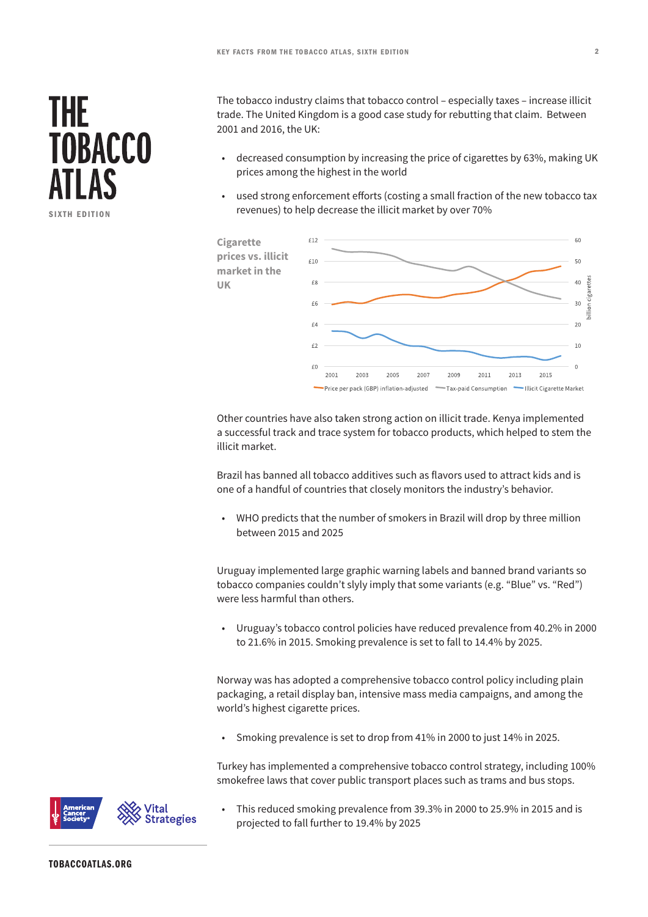# THE TOBACCO ATLAS

SIXTH EDITION

The tobacco industry claims that tobacco control – especially taxes – increase illicit trade. The United Kingdom is a good case study for rebutting that claim. Between 2001 and 2016, the UK:

- decreased consumption by increasing the price of cigarettes by 63%, making UK prices among the highest in the world
- used strong enforcement efforts (costing a small fraction of the new tobacco tax revenues) to help decrease the illicit market by over 70%

**Cigarette prices vs. illicit market in the UK**

£12
£10
£8
£6
£4
£2
£0

60
50
40
30
20
10
0

billion cigarettes

2001 2003 2005 2007 2009 2011 2013 2015

Price per pack (GBP) inflation-adjusted
Tax-paid Consumption
Illicit Cigarette Market

Other countries have also taken strong action on illicit trade. Kenya implemented a successful track and trace system for tobacco products, which helped to stem the illicit market.

Brazil has banned all tobacco additives such as flavors used to attract kids and is one of a handful of countries that closely monitors the industry's behavior.

- WHO predicts that the number of smokers in Brazil will drop by three million between 2015 and 2025

Uruguay implemented large graphic warning labels and banned brand variants so tobacco companies couldn't slyly imply that some variants (e.g. "Blue" vs. "Red") were less harmful than others.

- Uruguay's tobacco control policies have reduced prevalence from 40.2% in 2000 to 21.6% in 2015. Smoking prevalence is set to fall to 14.4% by 2025.

Norway was has adopted a comprehensive tobacco control policy including plain packaging, a retail display ban, intensive mass media campaigns, and among the world's highest cigarette prices.

- Smoking prevalence is set to drop from 41% in 2000 to just 14% in 2025.

Turkey has implemented a comprehensive tobacco control strategy, including 100% smokefree laws that cover public transport places such as trams and bus stops.

- This reduced smoking prevalence from 39.3% in 2000 to 25.9% in 2015 and is projected to fall further to 19.4% by 2025

American Cancer Society

Vital Strategies

TOBACCOATLAS.ORG